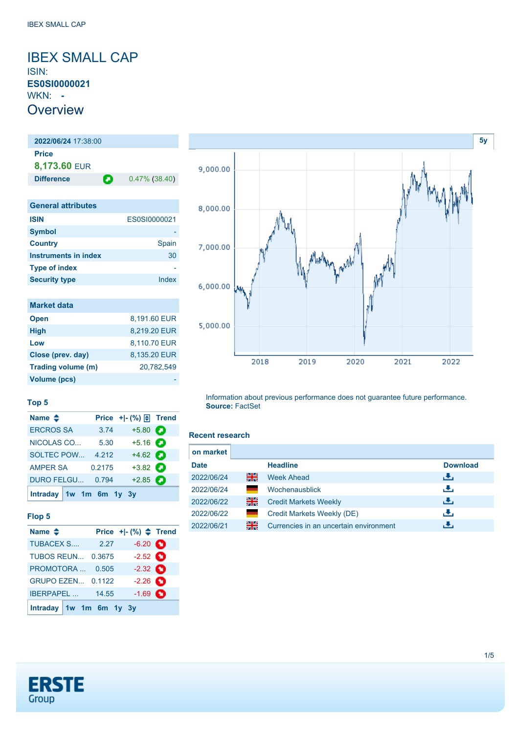# IBEX SMALL CAP

ISIN:
**ES0SI0000021**
WKN: **-**

## Overview

| **2022/06/24** 17:38:00 | |
|---|---|
| **Price** | |
| 8,173.60 EUR | |
| **Difference** | 0.47% (38.40) |

| General attributes | |
|---|---|
| **ISIN** | ES0SI0000021 |
| **Symbol** | - |
| **Country** | Spain |
| **Instruments in index** | 30 |
| **Type of index** | - |
| **Security type** | Index |

| Market data | |
|---|---|
| **Open** | 8,191.60 EUR |
| **High** | 8,219.20 EUR |
| **Low** | 8,110.70 EUR |
| **Close (prev. day)** | 8,135.20 EUR |
| **Trading volume (m)** | 20,782,549 |
| **Volume (pcs)** | - |

Information about previous performance does not guarantee future performance.
**Source:** FactSet

### Top 5

| Name | Price | +\|- (%) | Trend |
|---|---|---|---|
| ERCROS SA | 3.74 | +5.80 | |
| NICOLAS CO... | 5.30 | +5.16 | |
| SOLTEC POW... | 4.212 | +4.62 | |
| AMPER SA | 0.2175 | +3.82 | |
| DURO FELGU... | 0.794 | +2.85 | |

Intraday | 1w | 1m | 6m | 1y | 3y

### Flop 5

| Name | Price | +\|- (%) | Trend |
|---|---|---|---|
| TUBACEX S.... | 2.27 | -6.20 | |
| TUBOS REUN... | 0.3675 | -2.52 | |
| PROMOTORA ... | 0.505 | -2.32 | |
| GRUPO EZEN... | 0.1122 | -2.26 | |
| IBERPAPEL ... | 14.55 | -1.69 | |

Intraday | 1w | 1m | 6m | 1y | 3y

### Recent research

on market

| Date | | Headline | Download |
|---|---|---|---|
| 2022/06/24 | | Week Ahead | |
| 2022/06/24 | | Wochenausblick | |
| 2022/06/22 | | Credit Markets Weekly | |
| 2022/06/22 | | Credit Markets Weekly (DE) | |
| 2022/06/21 | | Currencies in an uncertain environment | |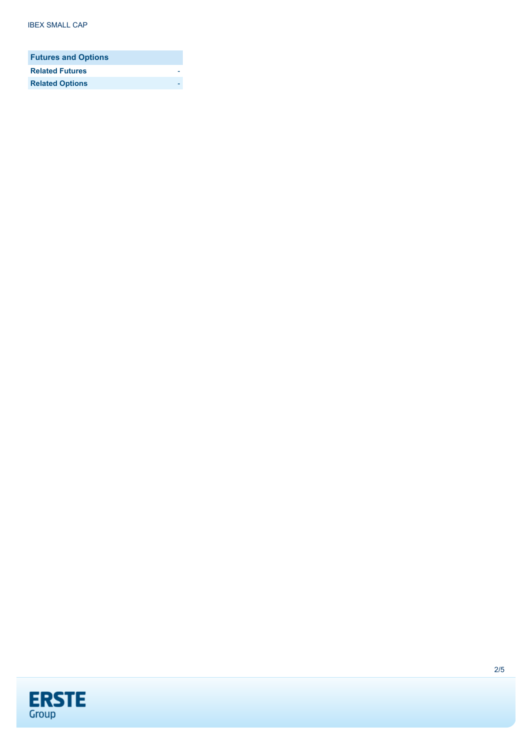| Futures and Options | |
| --- | --- |
| **Related Futures** | - |
| **Related Options** | - |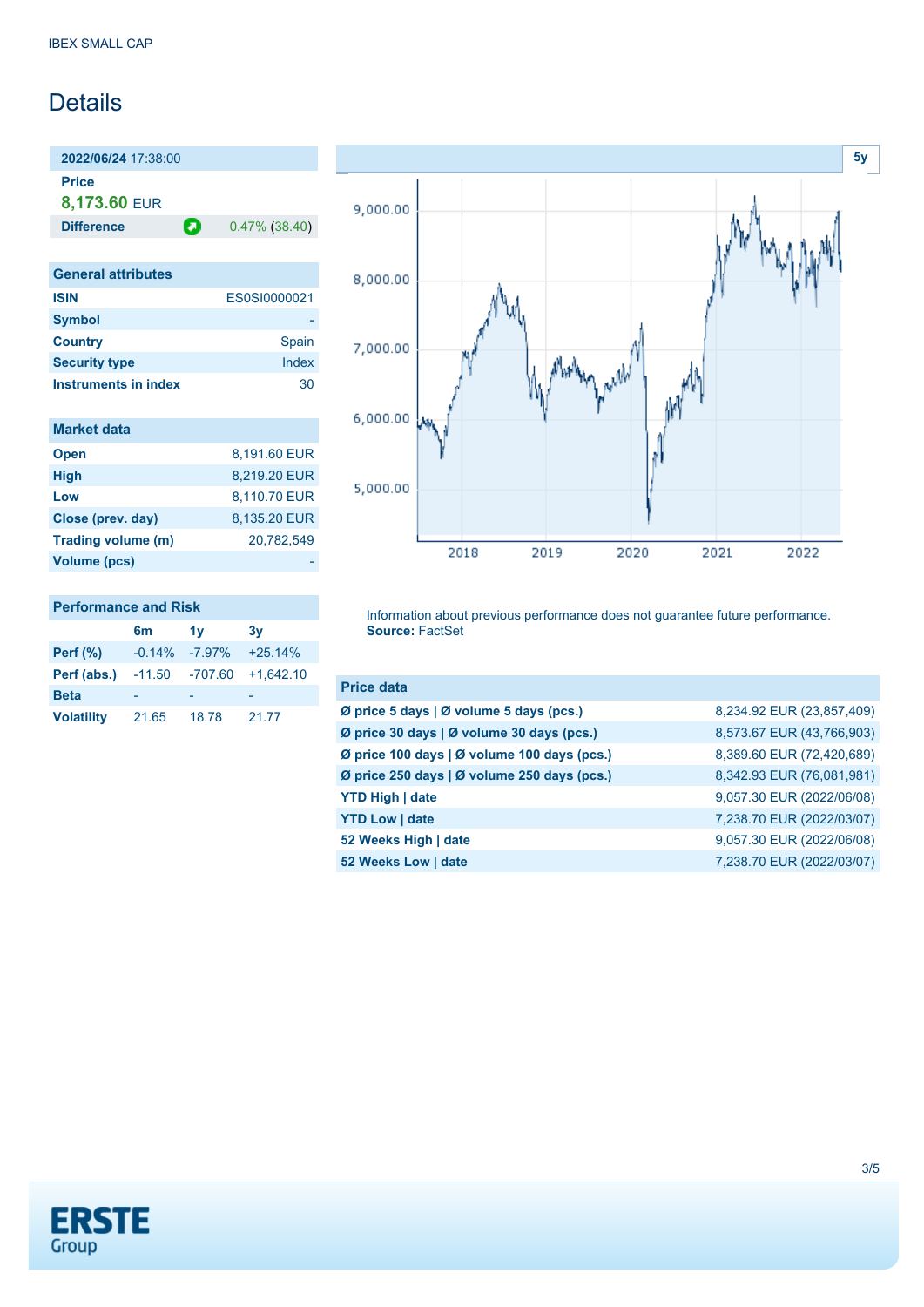IBEX SMALL CAP

# Details

**2022/06/24** 17:38:00

**Price**

**8,173.60** EUR

| **Difference** | 0.47% (38.40) |
|---|---|

## General attributes

| | |
|---|---|
| **ISIN** | ES0SI0000021 |
| **Symbol** | - |
| **Country** | Spain |
| **Security type** | Index |
| **Instruments in index** | 30 |

## Market data

| | |
|---|---|
| **Open** | 8,191.60 EUR |
| **High** | 8,219.20 EUR |
| **Low** | 8,110.70 EUR |
| **Close (prev. day)** | 8,135.20 EUR |
| **Trading volume (m)** | 20,782,549 |
| **Volume (pcs)** | - |

## Performance and Risk

| | 6m | 1y | 3y |
|---|---|---|---|
| **Perf (%)** | -0.14% | -7.97% | +25.14% |
| **Perf (abs.)** | -11.50 | -707.60 | +1,642.10 |
| **Beta** | - | - | - |
| **Volatility** | 21.65 | 18.78 | 21.77 |

5y

Information about previous performance does not guarantee future performance.
**Source:** FactSet

## Price data

| | |
|---|---|
| **Ø price 5 days \| Ø volume 5 days (pcs.)** | 8,234.92 EUR (23,857,409) |
| **Ø price 30 days \| Ø volume 30 days (pcs.)** | 8,573.67 EUR (43,766,903) |
| **Ø price 100 days \| Ø volume 100 days (pcs.)** | 8,389.60 EUR (72,420,689) |
| **Ø price 250 days \| Ø volume 250 days (pcs.)** | 8,342.93 EUR (76,081,981) |
| **YTD High \| date** | 9,057.30 EUR (2022/06/08) |
| **YTD Low \| date** | 7,238.70 EUR (2022/03/07) |
| **52 Weeks High \| date** | 9,057.30 EUR (2022/06/08) |
| **52 Weeks Low \| date** | 7,238.70 EUR (2022/03/07) |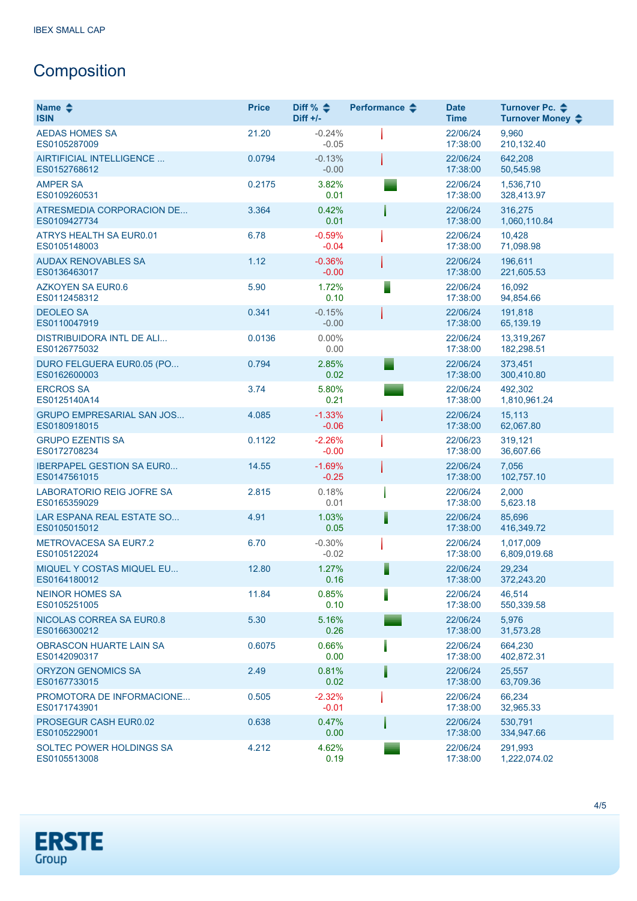IBEX SMALL CAP

## Composition

| Name<br>ISIN | Price | Diff %<br>Diff +/- | Performance | Date<br>Time | Turnover Pc.<br>Turnover Money |
|---|---|---|---|---|---|
| AEDAS HOMES SA<br>ES0105287009 | 21.20 | -0.24%<br>-0.05 | | 22/06/24<br>17:38:00 | 9,960<br>210,132.40 |
| AIRTIFICIAL INTELLIGENCE ...<br>ES0152768612 | 0.0794 | -0.13%<br>-0.00 | | 22/06/24<br>17:38:00 | 642,208<br>50,545.98 |
| AMPER SA<br>ES0109260531 | 0.2175 | 3.82%<br>0.01 | | 22/06/24<br>17:38:00 | 1,536,710<br>328,413.97 |
| ATRESMEDIA CORPORACION DE...<br>ES0109427734 | 3.364 | 0.42%<br>0.01 | | 22/06/24<br>17:38:00 | 316,275<br>1,060,110.84 |
| ATRYS HEALTH SA EUR0.01<br>ES0105148003 | 6.78 | -0.59%<br>-0.04 | | 22/06/24<br>17:38:00 | 10,428<br>71,098.98 |
| AUDAX RENOVABLES SA<br>ES0136463017 | 1.12 | -0.36%<br>-0.00 | | 22/06/24<br>17:38:00 | 196,611<br>221,605.53 |
| AZKOYEN SA EUR0.6<br>ES0112458312 | 5.90 | 1.72%<br>0.10 | | 22/06/24<br>17:38:00 | 16,092<br>94,854.66 |
| DEOLEO SA<br>ES0110047919 | 0.341 | -0.15%<br>-0.00 | | 22/06/24<br>17:38:00 | 191,818<br>65,139.19 |
| DISTRIBUIDORA INTL DE ALI...<br>ES0126775032 | 0.0136 | 0.00%<br>0.00 | | 22/06/24<br>17:38:00 | 13,319,267<br>182,298.51 |
| DURO FELGUERA EUR0.05 (PO...<br>ES0162600003 | 0.794 | 2.85%<br>0.02 | | 22/06/24<br>17:38:00 | 373,451<br>300,410.80 |
| ERCROS SA<br>ES0125140A14 | 3.74 | 5.80%<br>0.21 | | 22/06/24<br>17:38:00 | 492,302<br>1,810,961.24 |
| GRUPO EMPRESARIAL SAN JOS...<br>ES0180918015 | 4.085 | -1.33%<br>-0.06 | | 22/06/24<br>17:38:00 | 15,113<br>62,067.80 |
| GRUPO EZENTIS SA<br>ES0172708234 | 0.1122 | -2.26%<br>-0.00 | | 22/06/23<br>17:38:00 | 319,121<br>36,607.66 |
| IBERPAPEL GESTION SA EUR0...<br>ES0147561015 | 14.55 | -1.69%<br>-0.25 | | 22/06/24<br>17:38:00 | 7,056<br>102,757.10 |
| LABORATORIO REIG JOFRE SA<br>ES0165359029 | 2.815 | 0.18%<br>0.01 | | 22/06/24<br>17:38:00 | 2,000<br>5,623.18 |
| LAR ESPANA REAL ESTATE SO...<br>ES0105015012 | 4.91 | 1.03%<br>0.05 | | 22/06/24<br>17:38:00 | 85,696<br>416,349.72 |
| METROVACESA SA EUR7.2<br>ES0105122024 | 6.70 | -0.30%<br>-0.02 | | 22/06/24<br>17:38:00 | 1,017,009<br>6,809,019.68 |
| MIQUEL Y COSTAS MIQUEL EU...<br>ES0164180012 | 12.80 | 1.27%<br>0.16 | | 22/06/24<br>17:38:00 | 29,234<br>372,243.20 |
| NEINOR HOMES SA<br>ES0105251005 | 11.84 | 0.85%<br>0.10 | | 22/06/24<br>17:38:00 | 46,514<br>550,339.58 |
| NICOLAS CORREA SA EUR0.8<br>ES0166300212 | 5.30 | 5.16%<br>0.26 | | 22/06/24<br>17:38:00 | 5,976<br>31,573.28 |
| OBRASCON HUARTE LAIN SA<br>ES0142090317 | 0.6075 | 0.66%<br>0.00 | | 22/06/24<br>17:38:00 | 664,230<br>402,872.31 |
| ORYZON GENOMICS SA<br>ES0167733015 | 2.49 | 0.81%<br>0.02 | | 22/06/24<br>17:38:00 | 25,557<br>63,709.36 |
| PROMOTORA DE INFORMACIONE...<br>ES0171743901 | 0.505 | -2.32%<br>-0.01 | | 22/06/24<br>17:38:00 | 66,234<br>32,965.33 |
| PROSEGUR CASH EUR0.02<br>ES0105229001 | 0.638 | 0.47%<br>0.00 | | 22/06/24<br>17:38:00 | 530,791<br>334,947.66 |
| SOLTEC POWER HOLDINGS SA<br>ES0105513008 | 4.212 | 4.62%<br>0.19 | | 22/06/24<br>17:38:00 | 291,993<br>1,222,074.02 |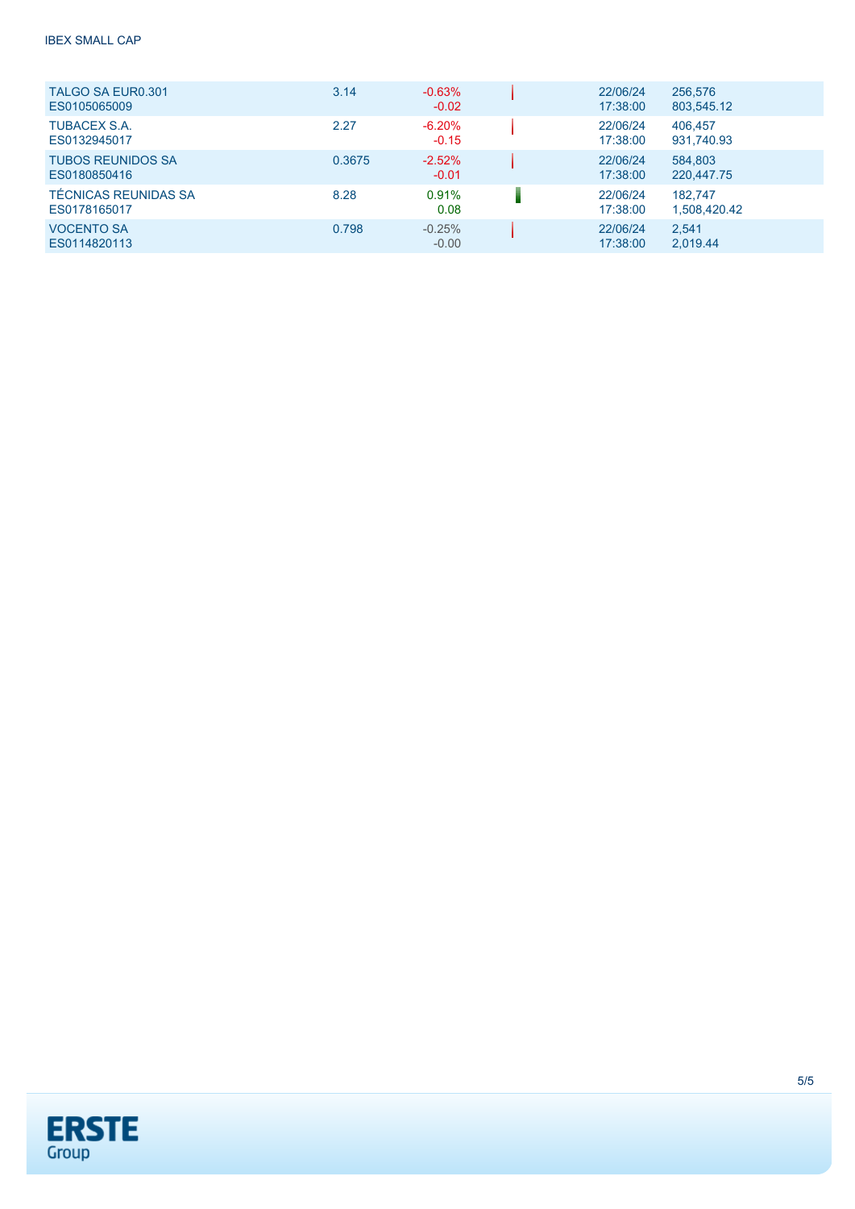| | | | | | |
|---|---|---|---|---|---|
| TALGO SA EUR0.301<br>ES0105065009 | 3.14 | -0.63%<br>-0.02 | | 22/06/24<br>17:38:00 | 256,576<br>803,545.12 |
| TUBACEX S.A.<br>ES0132945017 | 2.27 | -6.20%<br>-0.15 | | 22/06/24<br>17:38:00 | 406,457<br>931,740.93 |
| TUBOS REUNIDOS SA<br>ES0180850416 | 0.3675 | -2.52%<br>-0.01 | | 22/06/24<br>17:38:00 | 584,803<br>220,447.75 |
| TÉCNICAS REUNIDAS SA<br>ES0178165017 | 8.28 | 0.91%<br>0.08 | | 22/06/24<br>17:38:00 | 182,747<br>1,508,420.42 |
| VOCENTO SA<br>ES0114820113 | 0.798 | -0.25%<br>-0.00 | | 22/06/24<br>17:38:00 | 2,541<br>2,019.44 |